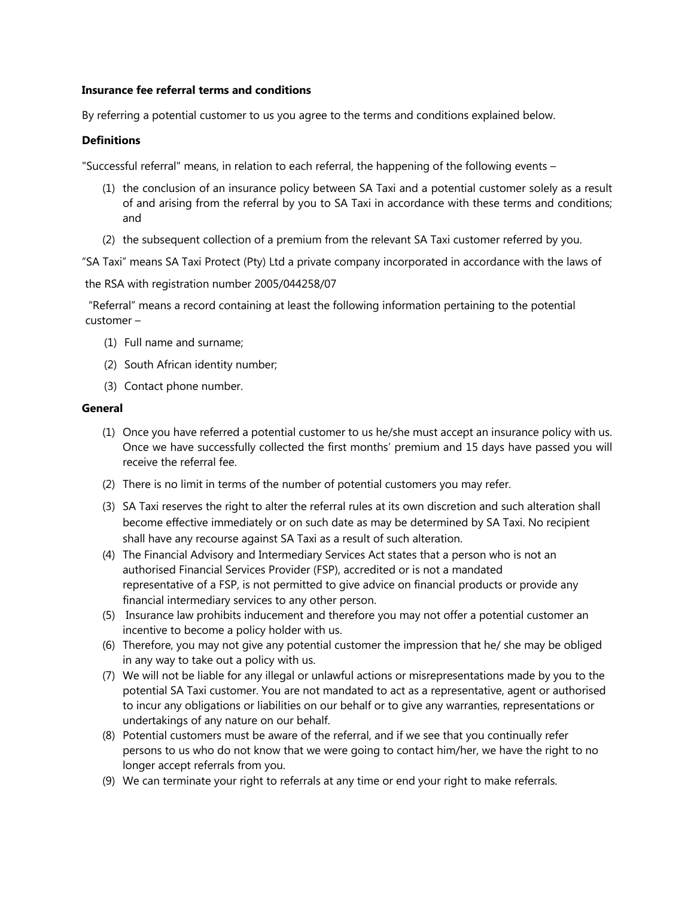**Insurance fee referral terms and conditions**

By referring a potential customer to us you agree to the terms and conditions explained below.

**Definitions**

"Successful referral" means, in relation to each referral, the happening of the following events –

(1) the conclusion of an insurance policy between SA Taxi and a potential customer solely as a result of and arising from the referral by you to SA Taxi in accordance with these terms and conditions; and

(2) the subsequent collection of a premium from the relevant SA Taxi customer referred by you.

"SA Taxi" means SA Taxi Protect (Pty) Ltd a private company incorporated in accordance with the laws of the RSA with registration number 2005/044258/07

"Referral" means a record containing at least the following information pertaining to the potential customer –

(1) Full name and surname;

(2) South African identity number;

(3) Contact phone number.

**General**

(1) Once you have referred a potential customer to us he/she must accept an insurance policy with us. Once we have successfully collected the first months' premium and 15 days have passed you will receive the referral fee.

(2) There is no limit in terms of the number of potential customers you may refer.

(3) SA Taxi reserves the right to alter the referral rules at its own discretion and such alteration shall become effective immediately or on such date as may be determined by SA Taxi. No recipient shall have any recourse against SA Taxi as a result of such alteration.

(4) The Financial Advisory and Intermediary Services Act states that a person who is not an authorised Financial Services Provider (FSP), accredited or is not a mandated representative of a FSP, is not permitted to give advice on financial products or provide any financial intermediary services to any other person.

(5) Insurance law prohibits inducement and therefore you may not offer a potential customer an incentive to become a policy holder with us.

(6) Therefore, you may not give any potential customer the impression that he/ she may be obliged in any way to take out a policy with us.

(7) We will not be liable for any illegal or unlawful actions or misrepresentations made by you to the potential SA Taxi customer. You are not mandated to act as a representative, agent or authorised to incur any obligations or liabilities on our behalf or to give any warranties, representations or undertakings of any nature on our behalf.

(8) Potential customers must be aware of the referral, and if we see that you continually refer persons to us who do not know that we were going to contact him/her, we have the right to no longer accept referrals from you.

(9) We can terminate your right to referrals at any time or end your right to make referrals.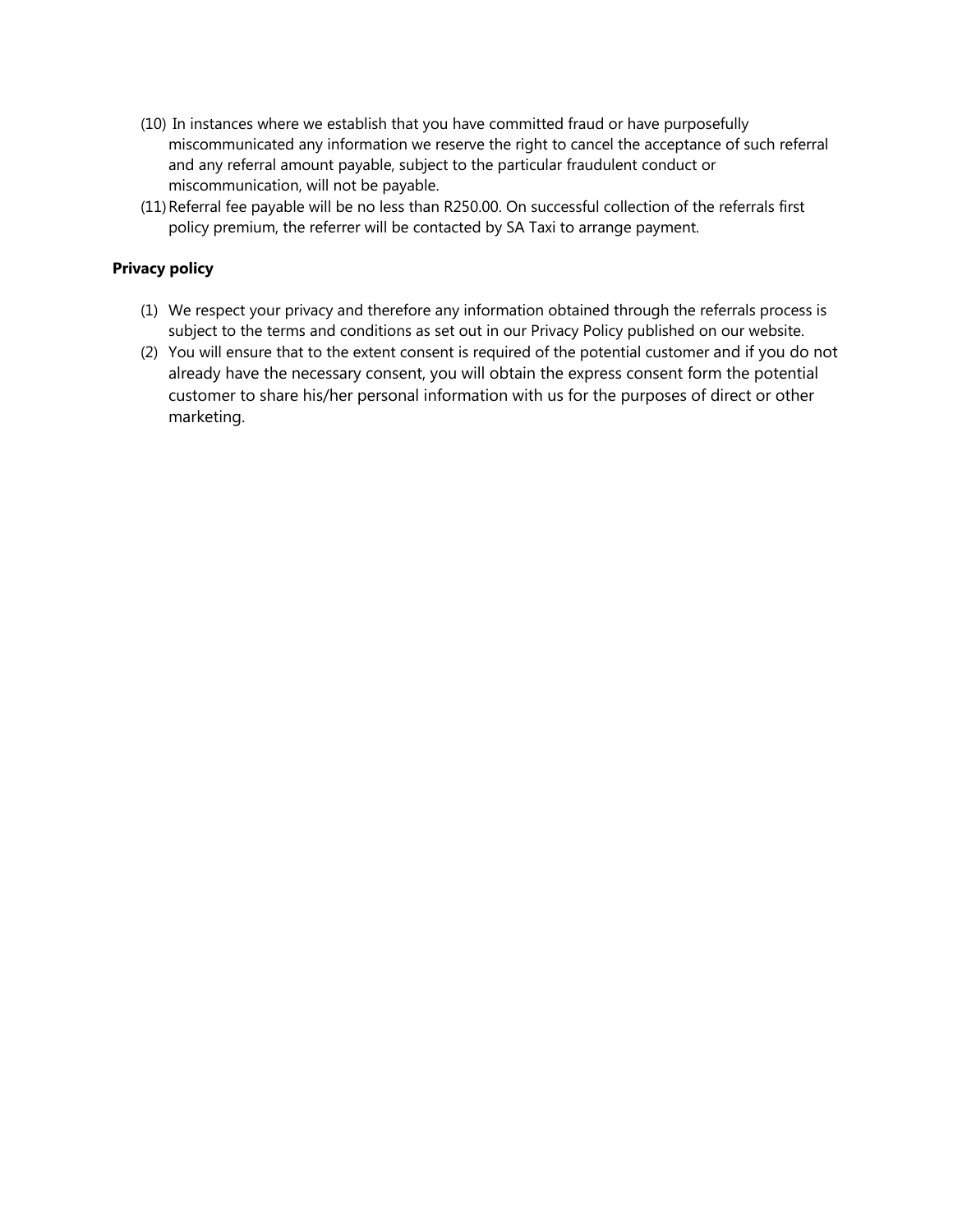(10) In instances where we establish that you have committed fraud or have purposefully miscommunicated any information we reserve the right to cancel the acceptance of such referral and any referral amount payable, subject to the particular fraudulent conduct or miscommunication, will not be payable.

(11) Referral fee payable will be no less than R250.00. On successful collection of the referrals first policy premium, the referrer will be contacted by SA Taxi to arrange payment.

**Privacy policy**

(1) We respect your privacy and therefore any information obtained through the referrals process is subject to the terms and conditions as set out in our Privacy Policy published on our website.

(2) You will ensure that to the extent consent is required of the potential customer and if you do not already have the necessary consent, you will obtain the express consent form the potential customer to share his/her personal information with us for the purposes of direct or other marketing.